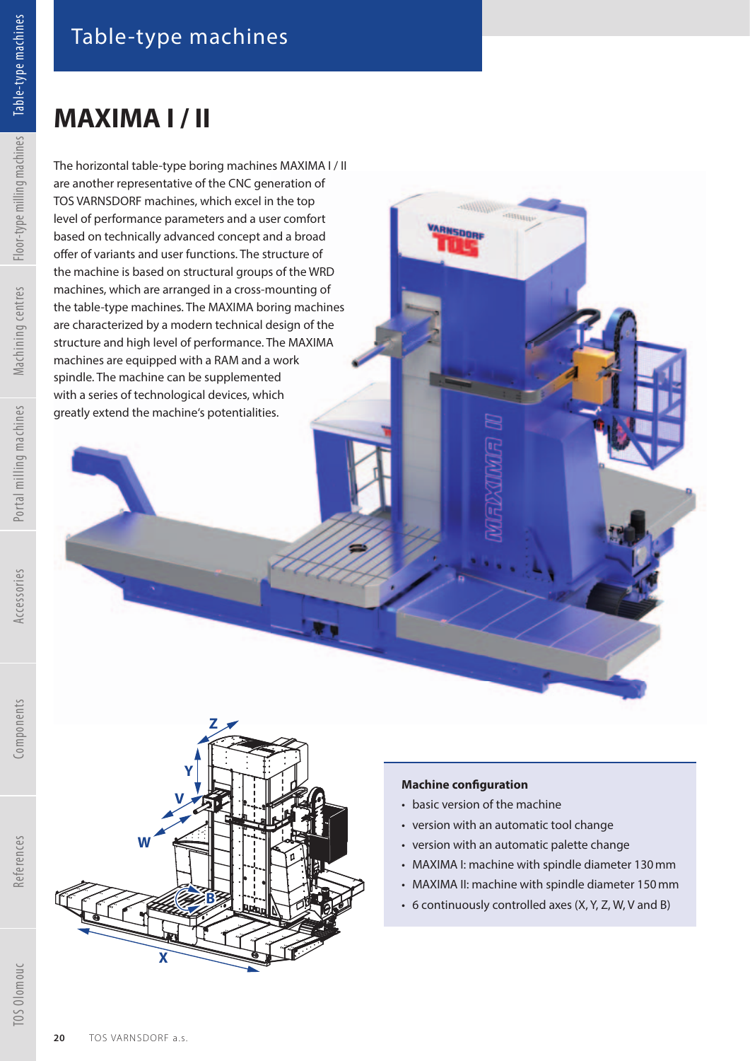# Table-type machines

## MAXIMA I / II

The horizontal table-type boring machines MAXIMA I / II are another representative of the CNC generation of TOS VARNSDORF machines, which excel in the top level of performance parameters and a user comfort based on technically advanced concept and a broad offer of variants and user functions. The structure of the machine is based on structural groups of the WRD machines, which are arranged in a cross-mounting of the table-type machines. The MAXIMA boring machines are characterized by a modern technical design of the structure and high level of performance. The MAXIMA machines are equipped with a RAM and a work spindle. The machine can be supplemented with a series of technological devices, which greatly extend the machine's potentialities.

**Machine configuration**

- basic version of the machine
- version with an automatic tool change
- version with an automatic palette change
- MAXIMA I: machine with spindle diameter 130 mm
- MAXIMA II: machine with spindle diameter 150 mm
- 6 continuously controlled axes (X, Y, Z, W, V and B)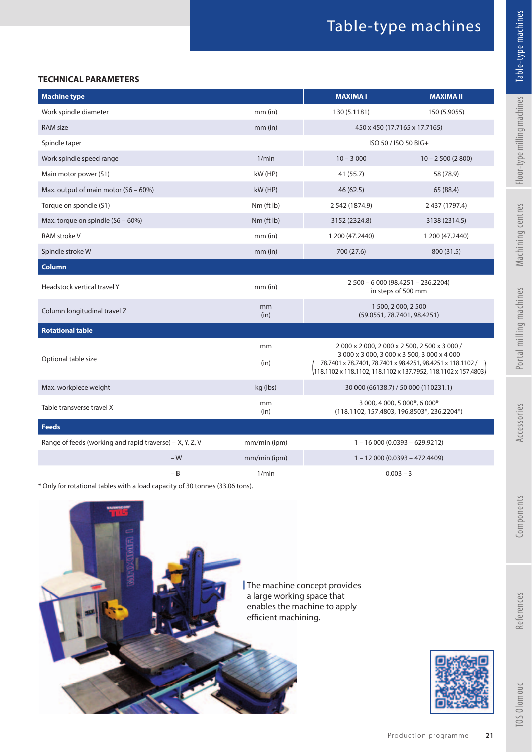# Table-type machines

## TECHNICAL PARAMETERS

| Machine type | | MAXIMA I | MAXIMA II |
|---|---|---|---|
| Work spindle diameter | mm (in) | 130 (5.1181) | 150 (5.9055) |
| RAM size | mm (in) | 450 x 450 (17.7165 x 17.7165) | |
| Spindle taper | | ISO 50 / ISO 50 BIG+ | |
| Work spindle speed range | 1/min | 10 – 3 000 | 10 – 2 500 (2 800) |
| Main motor power (S1) | kW (HP) | 41 (55.7) | 58 (78.9) |
| Max. output of main motor (S6 – 60%) | kW (HP) | 46 (62.5) | 65 (88.4) |
| Torque on spondle (S1) | Nm (ft lb) | 2 542 (1874.9) | 2 437 (1797.4) |
| Max. torque on spindle (S6 – 60%) | Nm (ft lb) | 3152 (2324.8) | 3138 (2314.5) |
| RAM stroke V | mm (in) | 1 200 (47.2440) | 1 200 (47.2440) |
| Spindle stroke W | mm (in) | 700 (27.6) | 800 (31.5) |
| **Column** | | | |
| Headstock vertical travel Y | mm (in) | 2 500 – 6 000 (98.4251 – 236.2204) in steps of 500 mm | |
| Column longitudinal travel Z | mm (in) | 1 500, 2 000, 2 500 (59.0551, 78.7401, 98.4251) | |
| **Rotational table** | | | |
| Optional table size | mm (in) | 2 000 x 2 000, 2 000 x 2 500, 2 500 x 3 000 / 3 000 x 3 000, 3 000 x 3 500, 3 000 x 4 000 (78.7401 x 78.7401, 78.7401 x 98.4251, 98.4251 x 118.1102 / 118.1102 x 118.1102, 118.1102 x 137.7952, 118.1102 x 157.4803) | |
| Max. workpiece weight | kg (lbs) | 30 000 (66138.7) / 50 000 (110231.1) | |
| Table transverse travel X | mm (in) | 3 000, 4 000, 5 000*, 6 000* (118.1102, 157.4803, 196.8503*, 236.2204*) | |
| **Feeds** | | | |
| Range of feeds (working and rapid traverse) – X, Y, Z, V | mm/min (ipm) | 1 – 16 000 (0.0393 – 629.9212) | |
| – W | mm/min (ipm) | 1 – 12 000 (0.0393 – 472.4409) | |
| – B | 1/min | 0.003 – 3 | |

* Only for rotational tables with a load capacity of 30 tonnes (33.06 tons).

The machine concept provides a large working space that enables the machine to apply efficient machining.